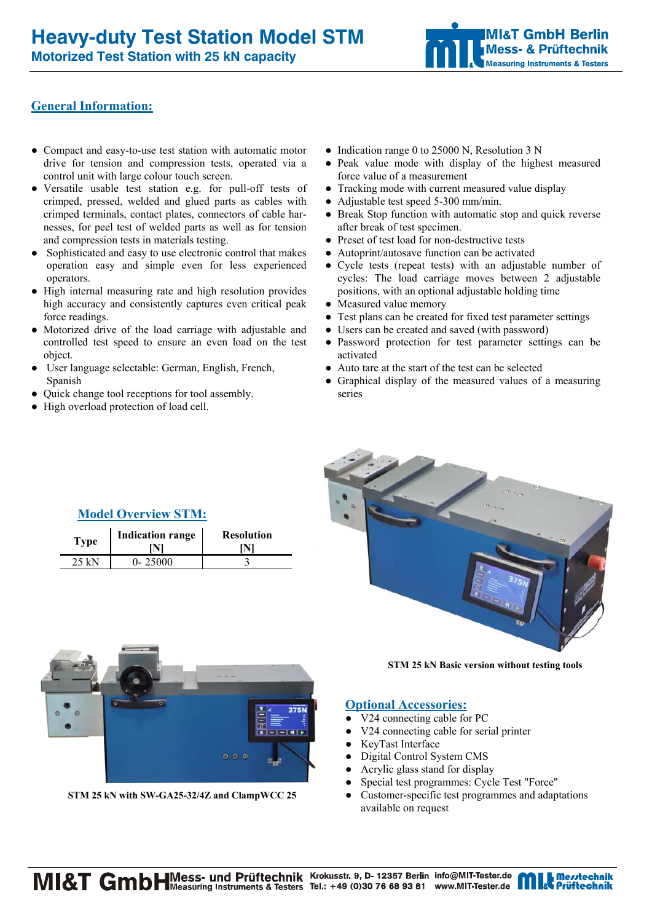# Heavy-duty Test Station Model STM

## Motorized Test Station with 25 kN capacity

## General Information:

- Compact and easy-to-use test station with automatic motor drive for tension and compression tests, operated via a control unit with large colour touch screen.
- Versatile usable test station e.g. for pull-off tests of crimped, pressed, welded and glued parts as cables with crimped terminals, contact plates, connectors of cable harnesses, for peel test of welded parts as well as for tension and compression tests in materials testing.
- Sophisticated and easy to use electronic control that makes operation easy and simple even for less experienced operators.
- High internal measuring rate and high resolution provides high accuracy and consistently captures even critical peak force readings.
- Motorized drive of the load carriage with adjustable and controlled test speed to ensure an even load on the test object.
- User language selectable: German, English, French, Spanish
- Quick change tool receptions for tool assembly.
- High overload protection of load cell.
- Indication range 0 to 25000 N, Resolution 3 N
- Peak value mode with display of the highest measured force value of a measurement
- Tracking mode with current measured value display
- Adjustable test speed 5-300 mm/min.
- Break Stop function with automatic stop and quick reverse after break of test specimen.
- Preset of test load for non-destructive tests
- Autoprint/autosave function can be activated
- Cycle tests (repeat tests) with an adjustable number of cycles: The load carriage moves between 2 adjustable positions, with an optional adjustable holding time
- Measured value memory
- Test plans can be created for fixed test parameter settings
- Users can be created and saved (with password)
- Password protection for test parameter settings can be activated
- Auto tare at the start of the test can be selected
- Graphical display of the measured values of a measuring series

## Model Overview STM:

| Type | Indication range [N] | Resolution [N] |
|---|---|---|
| 25 kN | 0- 25000 | 3 |

STM 25 kN Basic version without testing tools

STM 25 kN with SW-GA25-32/4Z and ClampWCC 25

## Optional Accessories:

- V24 connecting cable for PC
- V24 connecting cable for serial printer
- KeyTast Interface
- Digital Control System CMS
- Acrylic glass stand for display
- Special test programmes: Cycle Test "Force"
- Customer-specific test programmes and adaptations available on request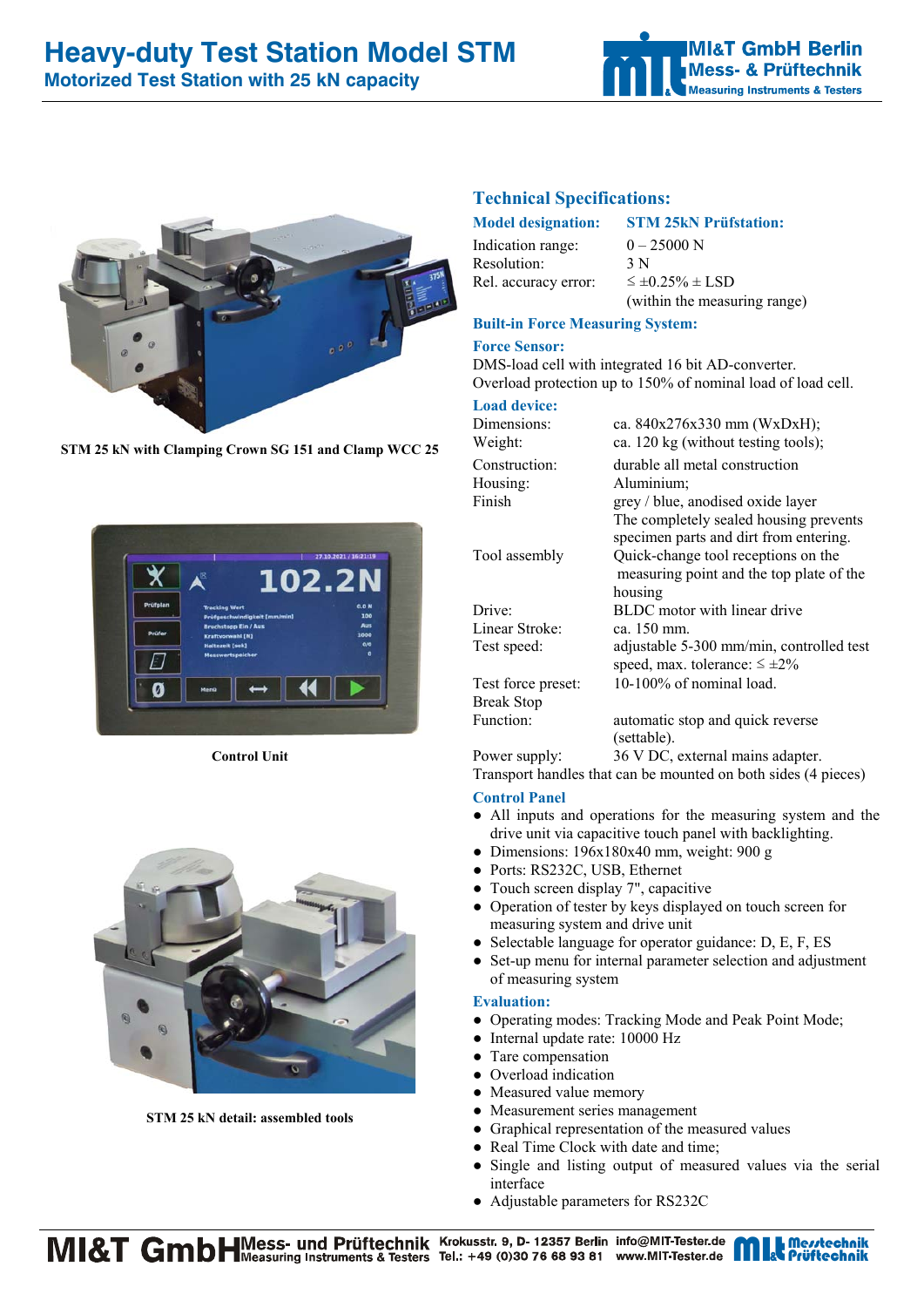# Heavy-duty Test Station Model STM

## Motorized Test Station with 25 kN capacity

STM 25 kN with Clamping Crown SG 151 and Clamp WCC 25

Control Unit

STM 25 kN detail: assembled tools

## Technical Specifications:

| Model designation: | STM 25kN Prüfstation: |
|---|---|
| Indication range: | 0 – 25000 N |
| Resolution: | 3 N |
| Rel. accuracy error: | ≤ ±0.25% ± LSD (within the measuring range) |

### Built-in Force Measuring System:

**Force Sensor:**

DMS-load cell with integrated 16 bit AD-converter.
Overload protection up to 150% of nominal load of load cell.

**Load device:**

| | |
|---|---|
| Dimensions: | ca. 840x276x330 mm (WxDxH); |
| Weight: | ca. 120 kg (without testing tools); |
| Construction: | durable all metal construction |
| Housing: | Aluminium; |
| Finish | grey / blue, anodised oxide layer. The completely sealed housing prevents specimen parts and dirt from entering. |
| Tool assembly | Quick-change tool receptions on the measuring point and the top plate of the housing |
| Drive: | BLDC motor with linear drive |
| Linear Stroke: | ca. 150 mm. |
| Test speed: | adjustable 5-300 mm/min, controlled test speed, max. tolerance: ≤ ±2% |
| Test force preset: | 10-100% of nominal load. |
| Break Stop Function: | automatic stop and quick reverse (settable). |
| Power supply: | 36 V DC, external mains adapter. |

Transport handles that can be mounted on both sides (4 pieces)

### Control Panel

- All inputs and operations for the measuring system and the drive unit via capacitive touch panel with backlighting.
- Dimensions: 196x180x40 mm, weight: 900 g
- Ports: RS232C, USB, Ethernet
- Touch screen display 7", capacitive
- Operation of tester by keys displayed on touch screen for measuring system and drive unit
- Selectable language for operator guidance: D, E, F, ES
- Set-up menu for internal parameter selection and adjustment of measuring system

### Evaluation:

- Operating modes: Tracking Mode and Peak Point Mode;
- Internal update rate: 10000 Hz
- Tare compensation
- Overload indication
- Measured value memory
- Measurement series management
- Graphical representation of the measured values
- Real Time Clock with date and time;
- Single and listing output of measured values via the serial interface
- Adjustable parameters for RS232C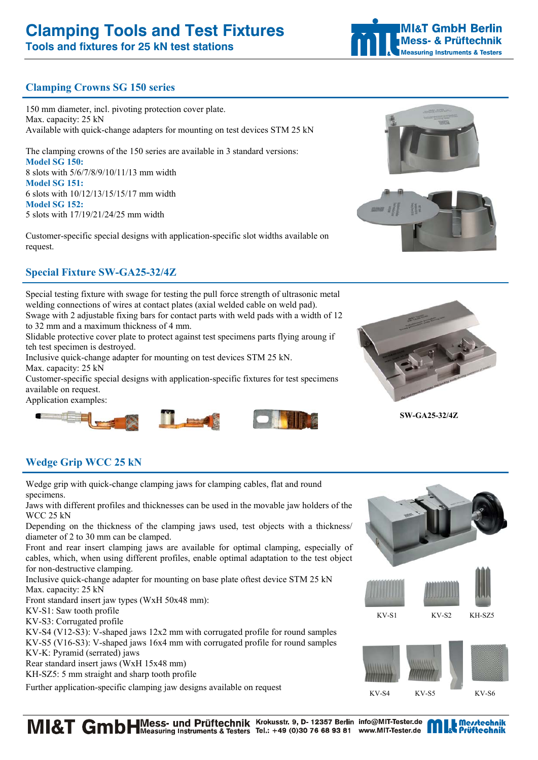# Clamping Tools and Test Fixtures

**Tools and fixtures for 25 kN test stations**

## Clamping Crowns SG 150 series

150 mm diameter, incl. pivoting protection cover plate.
Max. capacity: 25 kN
Available with quick-change adapters for mounting on test devices STM 25 kN

The clamping crowns of the 150 series are available in 3 standard versions:

**Model SG 150:**
8 slots with 5/6/7/8/9/10/11/13 mm width

**Model SG 151:**
6 slots with 10/12/13/15/15/17 mm width

**Model SG 152:**
5 slots with 17/19/21/24/25 mm width

Customer-specific special designs with application-specific slot widths available on request.

## Special Fixture SW-GA25-32/4Z

Special testing fixture with swage for testing the pull force strength of ultrasonic metal welding connections of wires at contact plates (axial welded cable on weld pad).
Swage with 2 adjustable fixing bars for contact parts with weld pads with a width of 12 to 32 mm and a maximum thickness of 4 mm.
Slidable protective cover plate to protect against test specimens parts flying aroung if teh test specimen is destroyed.
Inclusive quick-change adapter for mounting on test devices STM 25 kN.
Max. capacity: 25 kN
Customer-specific special designs with application-specific fixtures for test specimens available on request.
Application examples:

SW-GA25-32/4Z

## Wedge Grip WCC 25 kN

Wedge grip with quick-change clamping jaws for clamping cables, flat and round specimens.
Jaws with different profiles and thicknesses can be used in the movable jaw holders of the WCC 25 kN
Depending on the thickness of the clamping jaws used, test objects with a thickness/ diameter of 2 to 30 mm can be clamped.
Front and rear insert clamping jaws are available for optimal clamping, especially of cables, which, when using different profiles, enable optimal adaptation to the test object for non-destructive clamping.
Inclusive quick-change adapter for mounting on base plate oftest device STM 25 kN
Max. capacity: 25 kN
Front standard insert jaw types (WxH 50x48 mm):
KV-S1: Saw tooth profile
KV-S3: Corrugated profile
KV-S4 (V12-S3): V-shaped jaws 12x2 mm with corrugated profile for round samples
KV-S5 (V16-S3): V-shaped jaws 16x4 mm with corrugated profile for round samples
KV-K: Pyramid (serrated) jaws
Rear standard insert jaws (WxH 15x48 mm)
KH-SZ5: 5 mm straight and sharp tooth profile
Further application-specific clamping jaw designs available on request

KV-S1 KV-S2 KH-SZ5

KV-S4 KV-S5 KV-S6